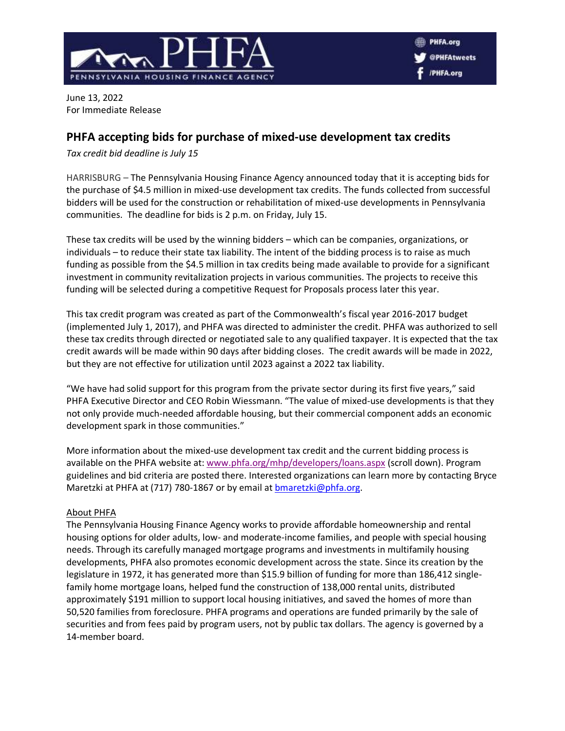June 13, 2022
For Immediate Release

## PHFA accepting bids for purchase of mixed-use development tax credits

*Tax credit bid deadline is July 15*

HARRISBURG – The Pennsylvania Housing Finance Agency announced today that it is accepting bids for the purchase of $4.5 million in mixed-use development tax credits. The funds collected from successful bidders will be used for the construction or rehabilitation of mixed-use developments in Pennsylvania communities. The deadline for bids is 2 p.m. on Friday, July 15.

These tax credits will be used by the winning bidders – which can be companies, organizations, or individuals – to reduce their state tax liability. The intent of the bidding process is to raise as much funding as possible from the $4.5 million in tax credits being made available to provide for a significant investment in community revitalization projects in various communities. The projects to receive this funding will be selected during a competitive Request for Proposals process later this year.

This tax credit program was created as part of the Commonwealth's fiscal year 2016-2017 budget (implemented July 1, 2017), and PHFA was directed to administer the credit. PHFA was authorized to sell these tax credits through directed or negotiated sale to any qualified taxpayer. It is expected that the tax credit awards will be made within 90 days after bidding closes. The credit awards will be made in 2022, but they are not effective for utilization until 2023 against a 2022 tax liability.

"We have had solid support for this program from the private sector during its first five years," said PHFA Executive Director and CEO Robin Wiessmann. "The value of mixed-use developments is that they not only provide much-needed affordable housing, but their commercial component adds an economic development spark in those communities."

More information about the mixed-use development tax credit and the current bidding process is available on the PHFA website at: [www.phfa.org/mhp/developers/loans.aspx](www.phfa.org/mhp/developers/loans.aspx) (scroll down). Program guidelines and bid criteria are posted there. Interested organizations can learn more by contacting Bryce Maretzki at PHFA at (717) 780-1867 or by email at [bmaretzki@phfa.org](mailto:bmaretzki@phfa.org).

### About PHFA

The Pennsylvania Housing Finance Agency works to provide affordable homeownership and rental housing options for older adults, low- and moderate-income families, and people with special housing needs. Through its carefully managed mortgage programs and investments in multifamily housing developments, PHFA also promotes economic development across the state. Since its creation by the legislature in 1972, it has generated more than $15.9 billion of funding for more than 186,412 single-family home mortgage loans, helped fund the construction of 138,000 rental units, distributed approximately $191 million to support local housing initiatives, and saved the homes of more than 50,520 families from foreclosure. PHFA programs and operations are funded primarily by the sale of securities and from fees paid by program users, not by public tax dollars. The agency is governed by a 14-member board.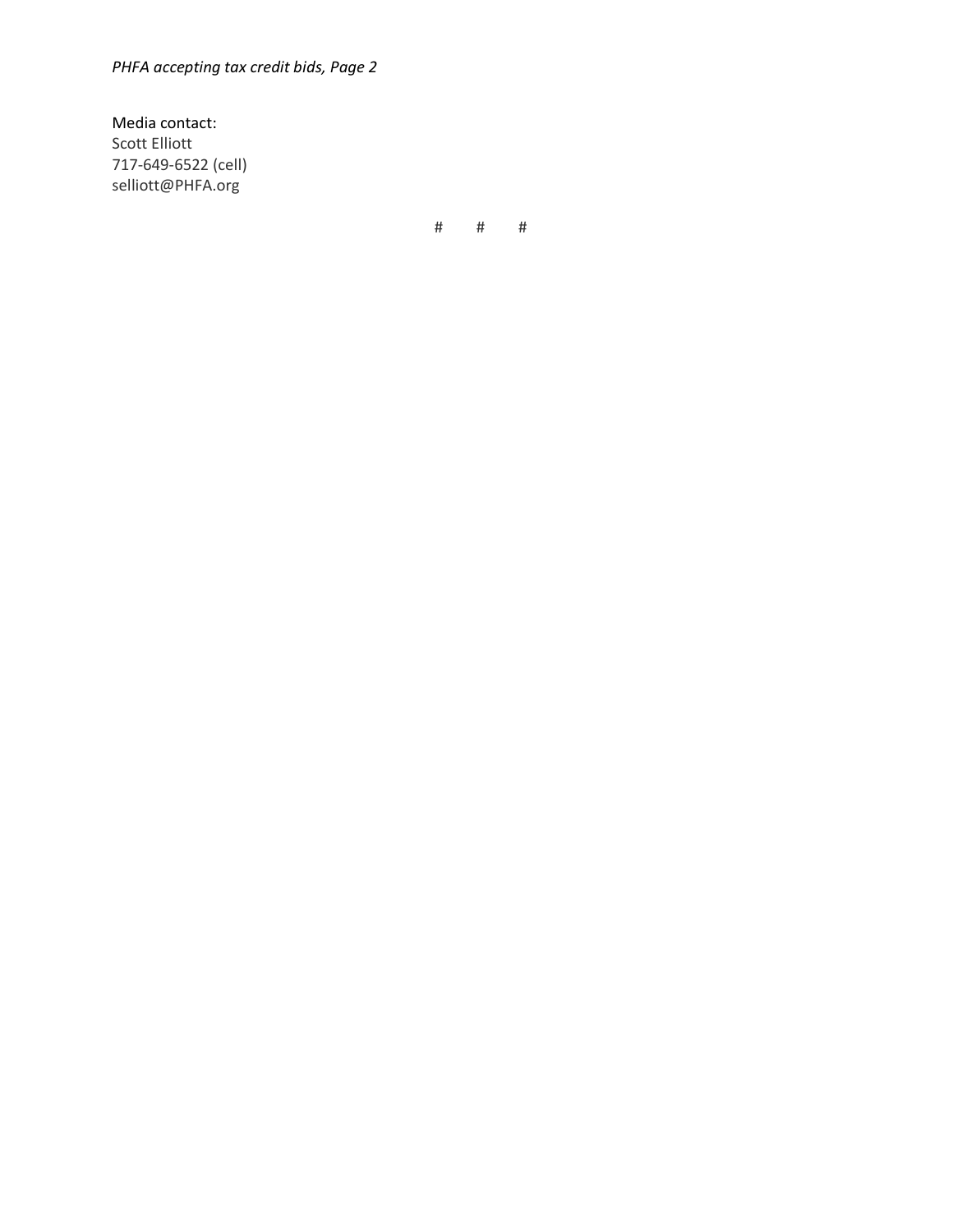Media contact:
Scott Elliott
717-649-6522 (cell)
selliott@PHFA.org

# # #